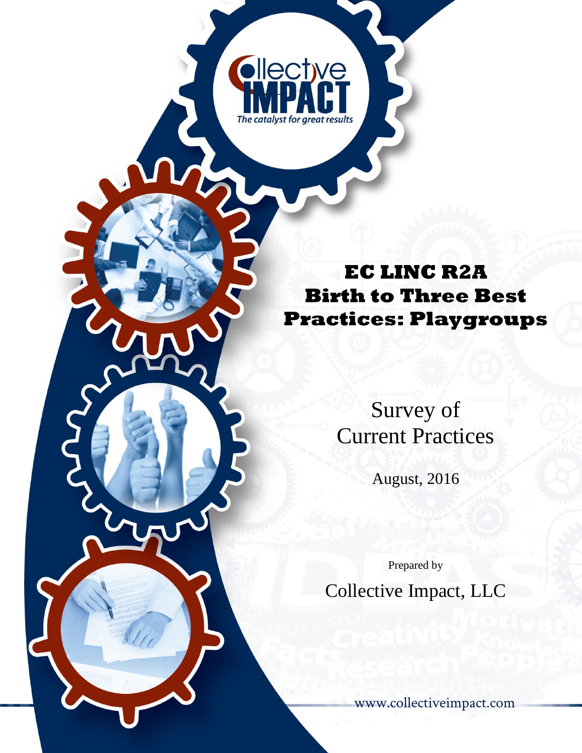# EC LINC R2A Birth to Three Best Practices: Playgroups

## Survey of Current Practices

August, 2016

Prepared by

Collective Impact, LLC

www.collectiveimpact.com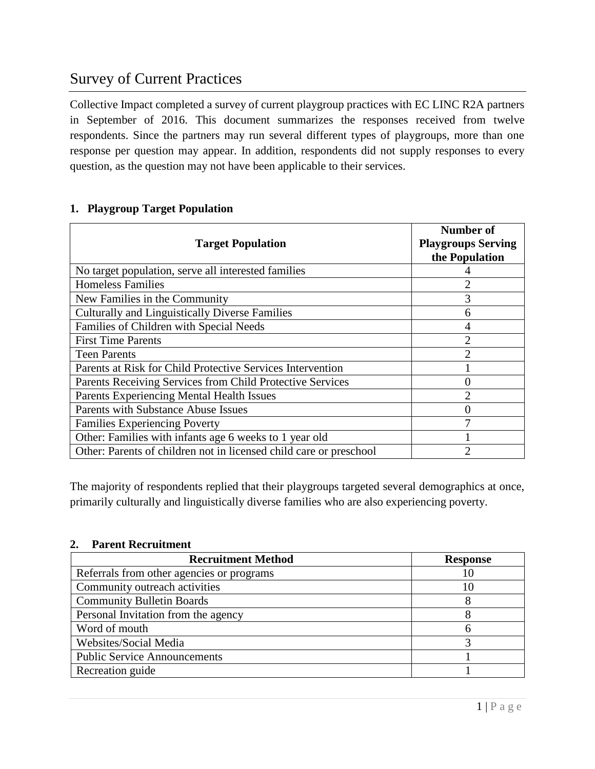# Survey of Current Practices

Collective Impact completed a survey of current playgroup practices with EC LINC R2A partners in September of 2016. This document summarizes the responses received from twelve respondents. Since the partners may run several different types of playgroups, more than one response per question may appear. In addition, respondents did not supply responses to every question, as the question may not have been applicable to their services.

## 1. Playgroup Target Population

| Target Population | Number of Playgroups Serving the Population |
|---|---|
| No target population, serve all interested families | 4 |
| Homeless Families | 2 |
| New Families in the Community | 3 |
| Culturally and Linguistically Diverse Families | 6 |
| Families of Children with Special Needs | 4 |
| First Time Parents | 2 |
| Teen Parents | 2 |
| Parents at Risk for Child Protective Services Intervention | 1 |
| Parents Receiving Services from Child Protective Services | 0 |
| Parents Experiencing Mental Health Issues | 2 |
| Parents with Substance Abuse Issues | 0 |
| Families Experiencing Poverty | 7 |
| Other: Families with infants age 6 weeks to 1 year old | 1 |
| Other: Parents of children not in licensed child care or preschool | 2 |

The majority of respondents replied that their playgroups targeted several demographics at once, primarily culturally and linguistically diverse families who are also experiencing poverty.

## 2. Parent Recruitment

| Recruitment Method | Response |
|---|---|
| Referrals from other agencies or programs | 10 |
| Community outreach activities | 10 |
| Community Bulletin Boards | 8 |
| Personal Invitation from the agency | 8 |
| Word of mouth | 6 |
| Websites/Social Media | 3 |
| Public Service Announcements | 1 |
| Recreation guide | 1 |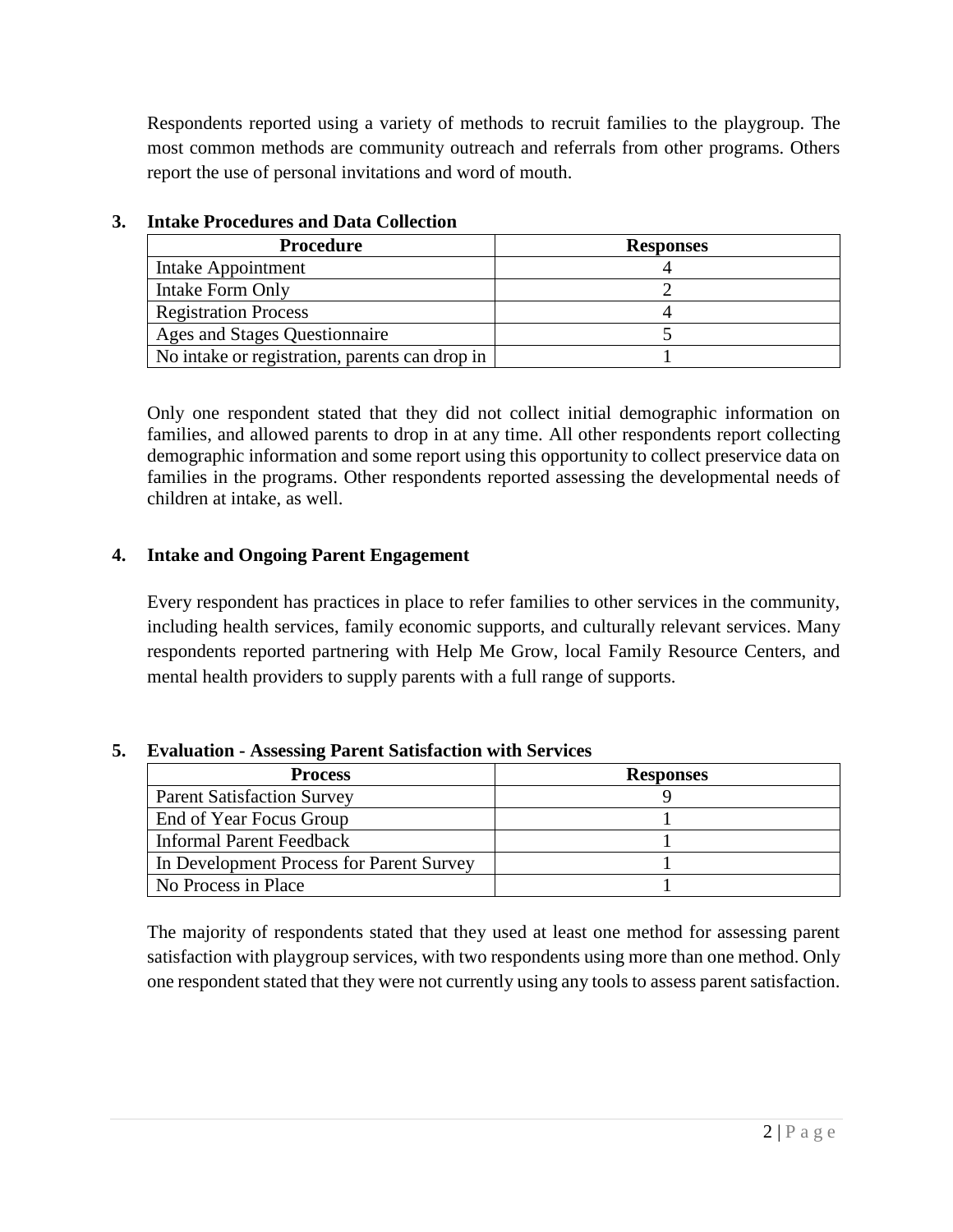Respondents reported using a variety of methods to recruit families to the playgroup. The most common methods are community outreach and referrals from other programs. Others report the use of personal invitations and word of mouth.

### 3. Intake Procedures and Data Collection

| Procedure | Responses |
| --- | --- |
| Intake Appointment | 4 |
| Intake Form Only | 2 |
| Registration Process | 4 |
| Ages and Stages Questionnaire | 5 |
| No intake or registration, parents can drop in | 1 |

Only one respondent stated that they did not collect initial demographic information on families, and allowed parents to drop in at any time. All other respondents report collecting demographic information and some report using this opportunity to collect preservice data on families in the programs. Other respondents reported assessing the developmental needs of children at intake, as well.

### 4. Intake and Ongoing Parent Engagement

Every respondent has practices in place to refer families to other services in the community, including health services, family economic supports, and culturally relevant services. Many respondents reported partnering with Help Me Grow, local Family Resource Centers, and mental health providers to supply parents with a full range of supports.

### 5. Evaluation - Assessing Parent Satisfaction with Services

| Process | Responses |
| --- | --- |
| Parent Satisfaction Survey | 9 |
| End of Year Focus Group | 1 |
| Informal Parent Feedback | 1 |
| In Development Process for Parent Survey | 1 |
| No Process in Place | 1 |

The majority of respondents stated that they used at least one method for assessing parent satisfaction with playgroup services, with two respondents using more than one method. Only one respondent stated that they were not currently using any tools to assess parent satisfaction.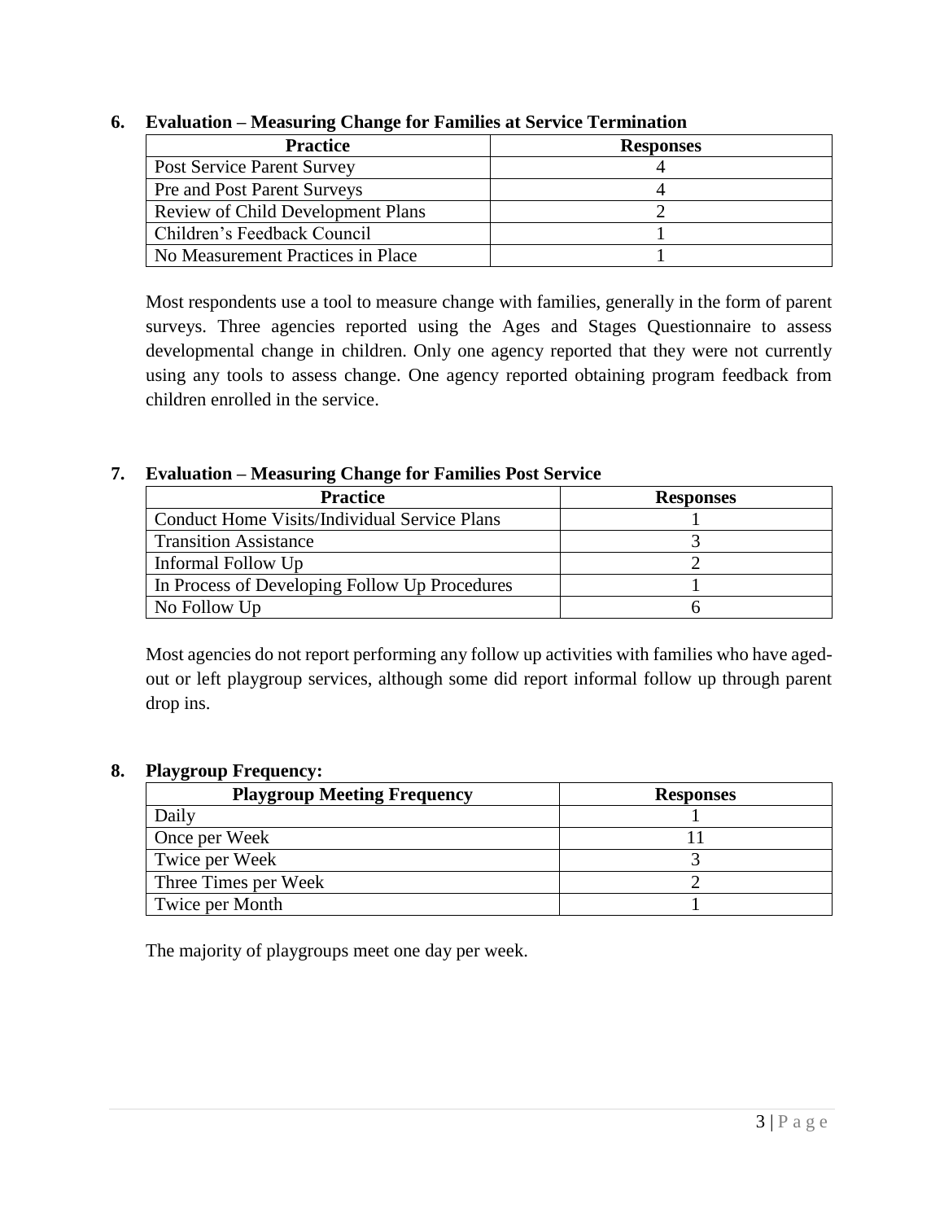**6. Evaluation – Measuring Change for Families at Service Termination**

| Practice | Responses |
|---|---|
| Post Service Parent Survey | 4 |
| Pre and Post Parent Surveys | 4 |
| Review of Child Development Plans | 2 |
| Children's Feedback Council | 1 |
| No Measurement Practices in Place | 1 |

Most respondents use a tool to measure change with families, generally in the form of parent surveys. Three agencies reported using the Ages and Stages Questionnaire to assess developmental change in children. Only one agency reported that they were not currently using any tools to assess change. One agency reported obtaining program feedback from children enrolled in the service.

**7. Evaluation – Measuring Change for Families Post Service**

| Practice | Responses |
|---|---|
| Conduct Home Visits/Individual Service Plans | 1 |
| Transition Assistance | 3 |
| Informal Follow Up | 2 |
| In Process of Developing Follow Up Procedures | 1 |
| No Follow Up | 6 |

Most agencies do not report performing any follow up activities with families who have aged-out or left playgroup services, although some did report informal follow up through parent drop ins.

**8. Playgroup Frequency:**

| Playgroup Meeting Frequency | Responses |
|---|---|
| Daily | 1 |
| Once per Week | 11 |
| Twice per Week | 3 |
| Three Times per Week | 2 |
| Twice per Month | 1 |

The majority of playgroups meet one day per week.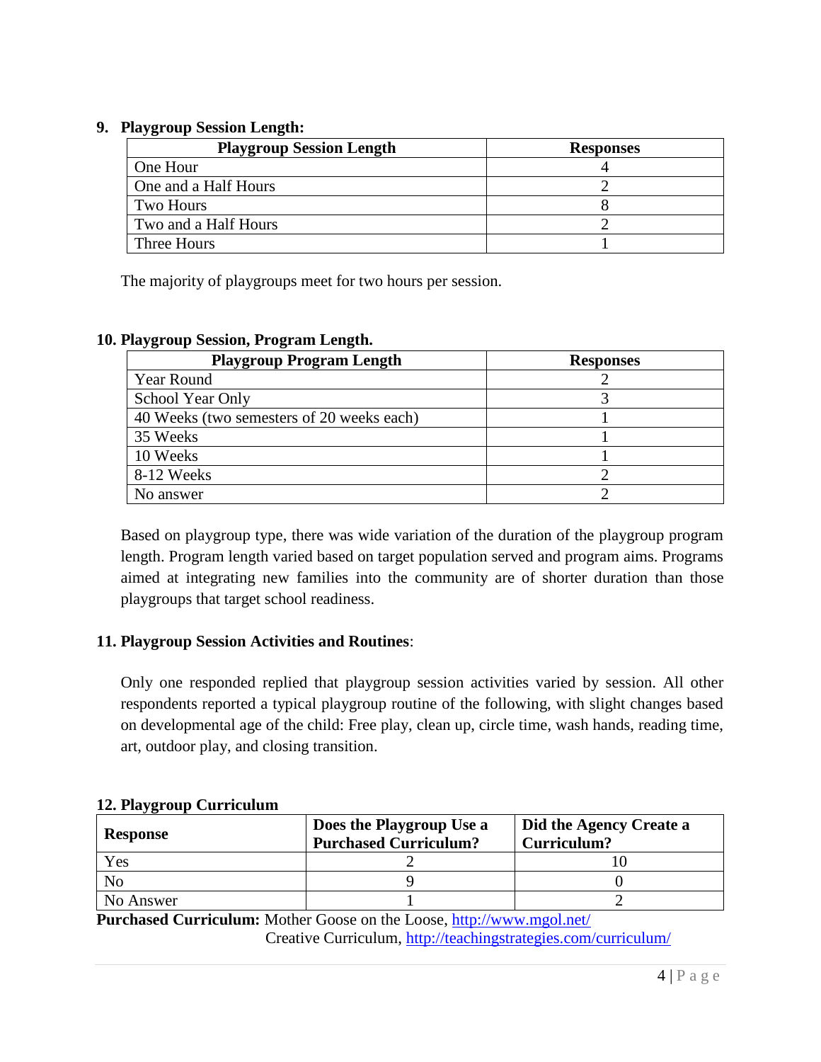**9. Playgroup Session Length:**

| Playgroup Session Length | Responses |
|---|---|
| One Hour | 4 |
| One and a Half Hours | 2 |
| Two Hours | 8 |
| Two and a Half Hours | 2 |
| Three Hours | 1 |

The majority of playgroups meet for two hours per session.

**10. Playgroup Session, Program Length.**

| Playgroup Program Length | Responses |
|---|---|
| Year Round | 2 |
| School Year Only | 3 |
| 40 Weeks (two semesters of 20 weeks each) | 1 |
| 35 Weeks | 1 |
| 10 Weeks | 1 |
| 8-12 Weeks | 2 |
| No answer | 2 |

Based on playgroup type, there was wide variation of the duration of the playgroup program length. Program length varied based on target population served and program aims. Programs aimed at integrating new families into the community are of shorter duration than those playgroups that target school readiness.

**11. Playgroup Session Activities and Routines**:

Only one responded replied that playgroup session activities varied by session. All other respondents reported a typical playgroup routine of the following, with slight changes based on developmental age of the child: Free play, clean up, circle time, wash hands, reading time, art, outdoor play, and closing transition.

**12. Playgroup Curriculum**

| Response | Does the Playgroup Use a Purchased Curriculum? | Did the Agency Create a Curriculum? |
|---|---|---|
| Yes | 2 | 10 |
| No | 9 | 0 |
| No Answer | 1 | 2 |

**Purchased Curriculum:** Mother Goose on the Loose, http://www.mgol.net/
Creative Curriculum, http://teachingstrategies.com/curriculum/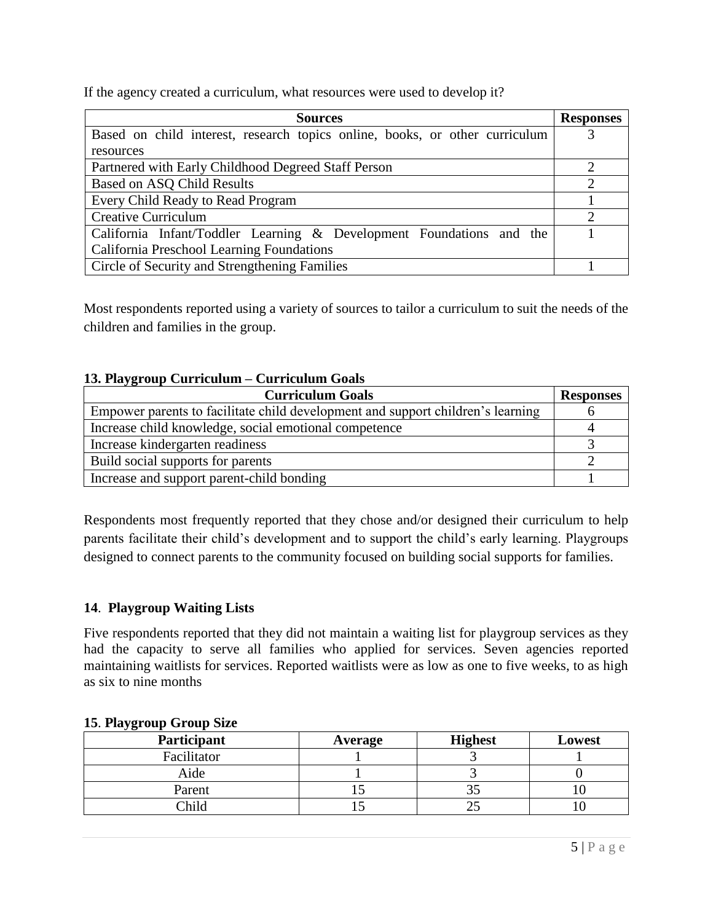If the agency created a curriculum, what resources were used to develop it?

| Sources | Responses |
|---|---|
| Based on child interest, research topics online, books, or other curriculum resources | 3 |
| Partnered with Early Childhood Degreed Staff Person | 2 |
| Based on ASQ Child Results | 2 |
| Every Child Ready to Read Program | 1 |
| Creative Curriculum | 2 |
| California Infant/Toddler Learning & Development Foundations and the California Preschool Learning Foundations | 1 |
| Circle of Security and Strengthening Families | 1 |

Most respondents reported using a variety of sources to tailor a curriculum to suit the needs of the children and families in the group.

**13. Playgroup Curriculum – Curriculum Goals**

| Curriculum Goals | Responses |
|---|---|
| Empower parents to facilitate child development and support children's learning | 6 |
| Increase child knowledge, social emotional competence | 4 |
| Increase kindergarten readiness | 3 |
| Build social supports for parents | 2 |
| Increase and support parent-child bonding | 1 |

Respondents most frequently reported that they chose and/or designed their curriculum to help parents facilitate their child's development and to support the child's early learning. Playgroups designed to connect parents to the community focused on building social supports for families.

**14**. **Playgroup Waiting Lists**

Five respondents reported that they did not maintain a waiting list for playgroup services as they had the capacity to serve all families who applied for services. Seven agencies reported maintaining waitlists for services. Reported waitlists were as low as one to five weeks, to as high as six to nine months

**15**. **Playgroup Group Size**

| Participant | Average | Highest | Lowest |
|---|---|---|---|
| Facilitator | 1 | 3 | 1 |
| Aide | 1 | 3 | 0 |
| Parent | 15 | 35 | 10 |
| Child | 15 | 25 | 10 |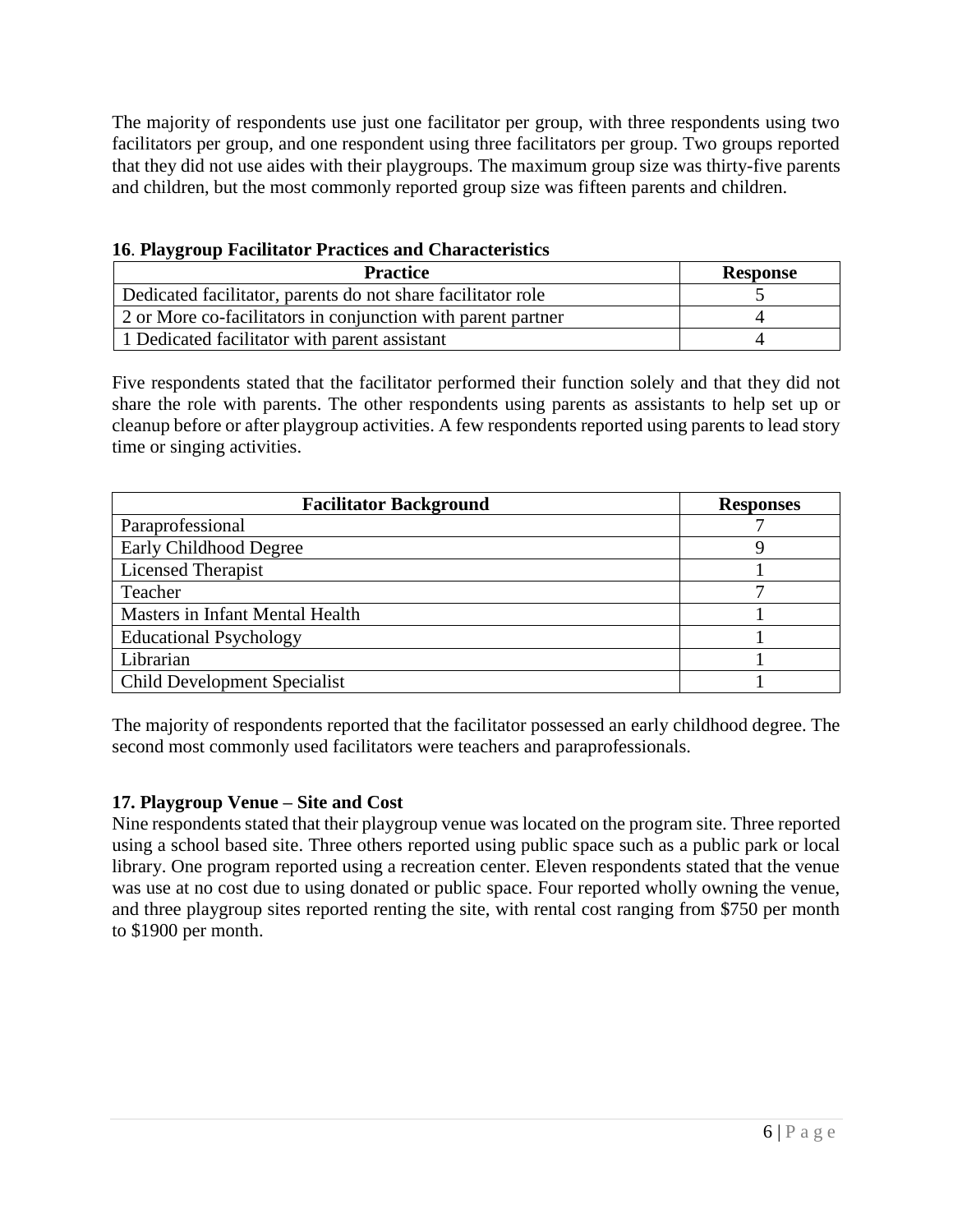The majority of respondents use just one facilitator per group, with three respondents using two facilitators per group, and one respondent using three facilitators per group. Two groups reported that they did not use aides with their playgroups. The maximum group size was thirty-five parents and children, but the most commonly reported group size was fifteen parents and children.

**16**. **Playgroup Facilitator Practices and Characteristics**

| Practice | Response |
|---|---|
| Dedicated facilitator, parents do not share facilitator role | 5 |
| 2 or More co-facilitators in conjunction with parent partner | 4 |
| 1 Dedicated facilitator with parent assistant | 4 |

Five respondents stated that the facilitator performed their function solely and that they did not share the role with parents. The other respondents using parents as assistants to help set up or cleanup before or after playgroup activities. A few respondents reported using parents to lead story time or singing activities.

| Facilitator Background | Responses |
|---|---|
| Paraprofessional | 7 |
| Early Childhood Degree | 9 |
| Licensed Therapist | 1 |
| Teacher | 7 |
| Masters in Infant Mental Health | 1 |
| Educational Psychology | 1 |
| Librarian | 1 |
| Child Development Specialist | 1 |

The majority of respondents reported that the facilitator possessed an early childhood degree. The second most commonly used facilitators were teachers and paraprofessionals.

**17. Playgroup Venue – Site and Cost**

Nine respondents stated that their playgroup venue was located on the program site. Three reported using a school based site. Three others reported using public space such as a public park or local library. One program reported using a recreation center. Eleven respondents stated that the venue was use at no cost due to using donated or public space. Four reported wholly owning the venue, and three playgroup sites reported renting the site, with rental cost ranging from $750 per month to $1900 per month.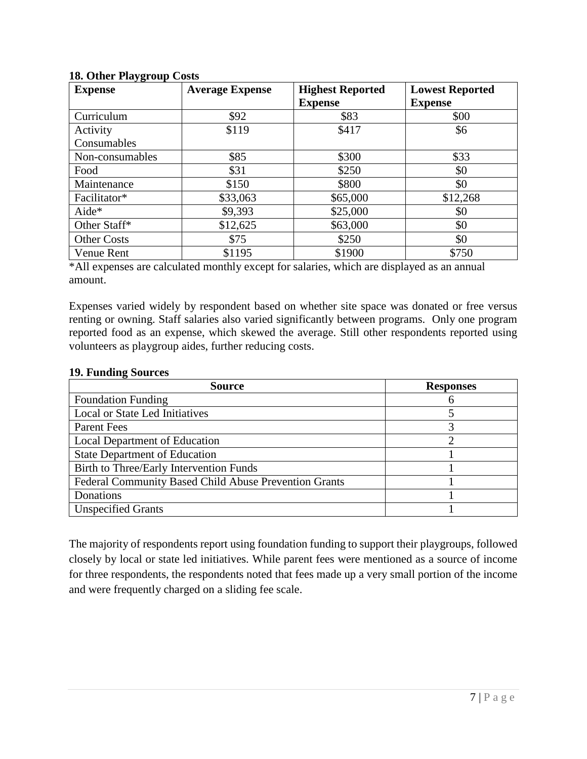**18. Other Playgroup Costs**

| Expense | Average Expense | Highest Reported Expense | Lowest Reported Expense |
|---|---|---|---|
| Curriculum | $92 | $83 | $00 |
| Activity Consumables | $119 | $417 | $6 |
| Non-consumables | $85 | $300 | $33 |
| Food | $31 | $250 | $0 |
| Maintenance | $150 | $800 | $0 |
| Facilitator* | $33,063 | $65,000 | $12,268 |
| Aide* | $9,393 | $25,000 | $0 |
| Other Staff* | $12,625 | $63,000 | $0 |
| Other Costs | $75 | $250 | $0 |
| Venue Rent | $1195 | $1900 | $750 |

*All expenses are calculated monthly except for salaries, which are displayed as an annual amount.

Expenses varied widely by respondent based on whether site space was donated or free versus renting or owning. Staff salaries also varied significantly between programs. Only one program reported food as an expense, which skewed the average. Still other respondents reported using volunteers as playgroup aides, further reducing costs.

**19. Funding Sources**

| Source | Responses |
|---|---|
| Foundation Funding | 6 |
| Local or State Led Initiatives | 5 |
| Parent Fees | 3 |
| Local Department of Education | 2 |
| State Department of Education | 1 |
| Birth to Three/Early Intervention Funds | 1 |
| Federal Community Based Child Abuse Prevention Grants | 1 |
| Donations | 1 |
| Unspecified Grants | 1 |

The majority of respondents report using foundation funding to support their playgroups, followed closely by local or state led initiatives. While parent fees were mentioned as a source of income for three respondents, the respondents noted that fees made up a very small portion of the income and were frequently charged on a sliding fee scale.